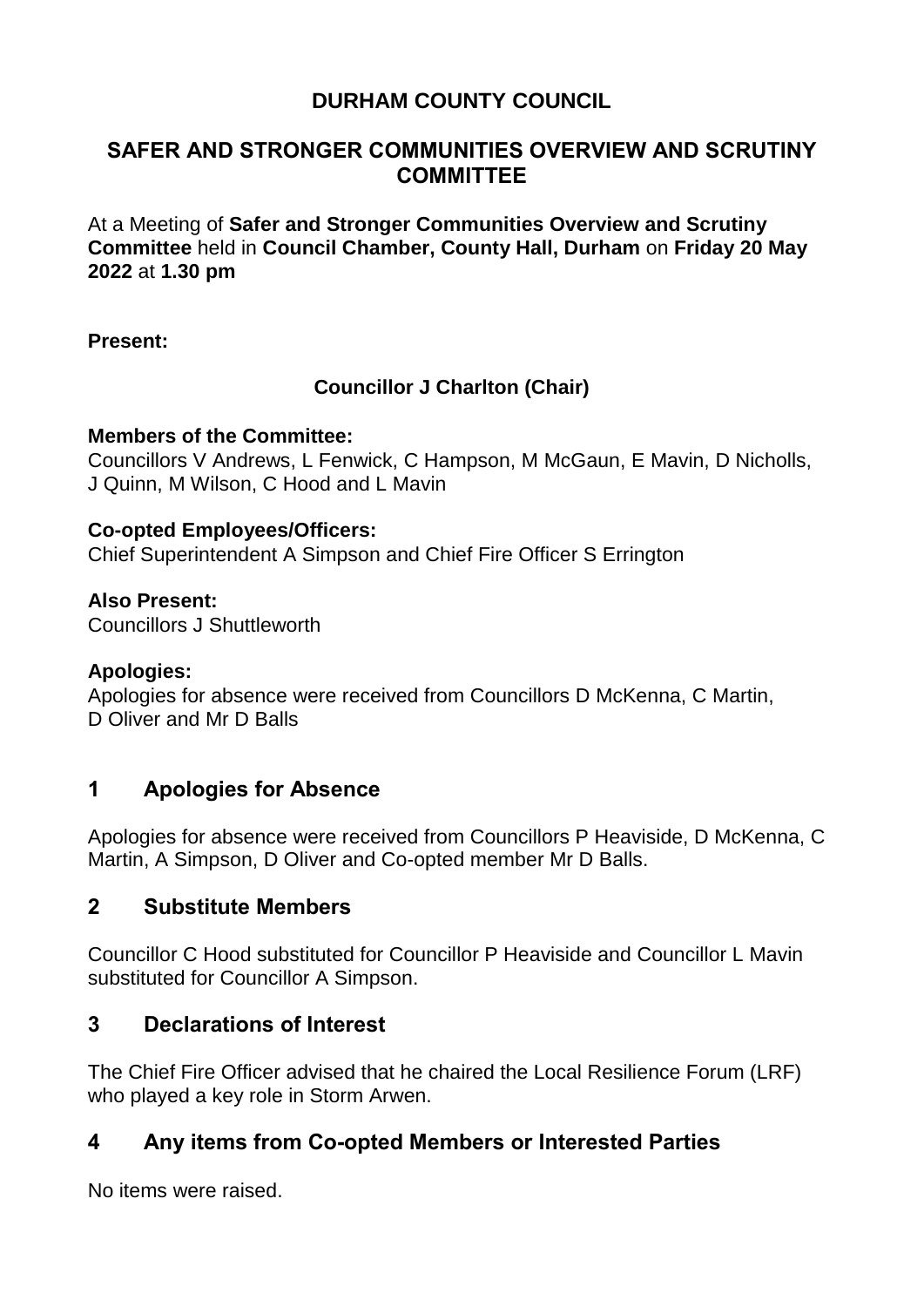# DURHAM COUNTY COUNCIL

## SAFER AND STRONGER COMMUNITIES OVERVIEW AND SCRUTINY COMMITTEE

At a Meeting of **Safer and Stronger Communities Overview and Scrutiny Committee** held in **Council Chamber, County Hall, Durham** on **Friday 20 May 2022** at **1.30 pm**

**Present:**

**Councillor J Charlton (Chair)**

**Members of the Committee:**
Councillors V Andrews, L Fenwick, C Hampson, M McGaun, E Mavin, D Nicholls, J Quinn, M Wilson, C Hood and L Mavin

**Co-opted Employees/Officers:**
Chief Superintendent A Simpson and Chief Fire Officer S Errington

**Also Present:**
Councillors J Shuttleworth

**Apologies:**
Apologies for absence were received from Councillors D McKenna, C Martin, D Oliver and Mr D Balls

## 1 Apologies for Absence

Apologies for absence were received from Councillors P Heaviside, D McKenna, C Martin, A Simpson, D Oliver and Co-opted member Mr D Balls.

## 2 Substitute Members

Councillor C Hood substituted for Councillor P Heaviside and Councillor L Mavin substituted for Councillor A Simpson.

## 3 Declarations of Interest

The Chief Fire Officer advised that he chaired the Local Resilience Forum (LRF) who played a key role in Storm Arwen.

## 4 Any items from Co-opted Members or Interested Parties

No items were raised.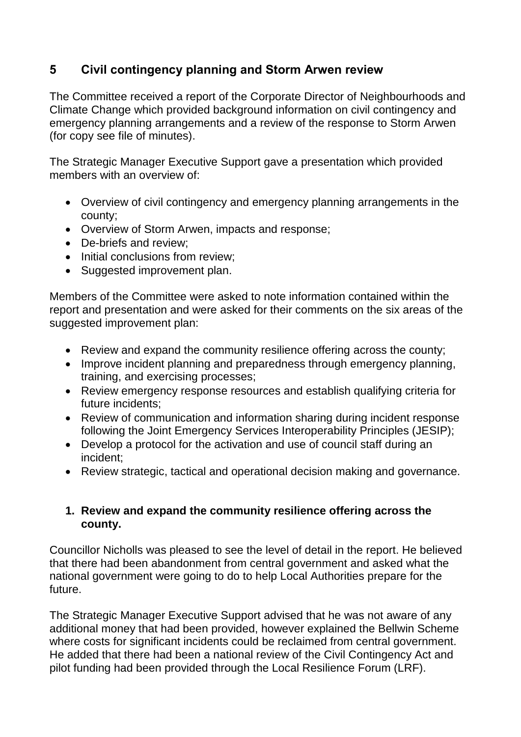## 5 Civil contingency planning and Storm Arwen review

The Committee received a report of the Corporate Director of Neighbourhoods and Climate Change which provided background information on civil contingency and emergency planning arrangements and a review of the response to Storm Arwen (for copy see file of minutes).

The Strategic Manager Executive Support gave a presentation which provided members with an overview of:

- Overview of civil contingency and emergency planning arrangements in the county;
- Overview of Storm Arwen, impacts and response;
- De-briefs and review;
- Initial conclusions from review;
- Suggested improvement plan.

Members of the Committee were asked to note information contained within the report and presentation and were asked for their comments on the six areas of the suggested improvement plan:

- Review and expand the community resilience offering across the county;
- Improve incident planning and preparedness through emergency planning, training, and exercising processes;
- Review emergency response resources and establish qualifying criteria for future incidents;
- Review of communication and information sharing during incident response following the Joint Emergency Services Interoperability Principles (JESIP);
- Develop a protocol for the activation and use of council staff during an incident;
- Review strategic, tactical and operational decision making and governance.

1. **Review and expand the community resilience offering across the county.**

Councillor Nicholls was pleased to see the level of detail in the report. He believed that there had been abandonment from central government and asked what the national government were going to do to help Local Authorities prepare for the future.

The Strategic Manager Executive Support advised that he was not aware of any additional money that had been provided, however explained the Bellwin Scheme where costs for significant incidents could be reclaimed from central government. He added that there had been a national review of the Civil Contingency Act and pilot funding had been provided through the Local Resilience Forum (LRF).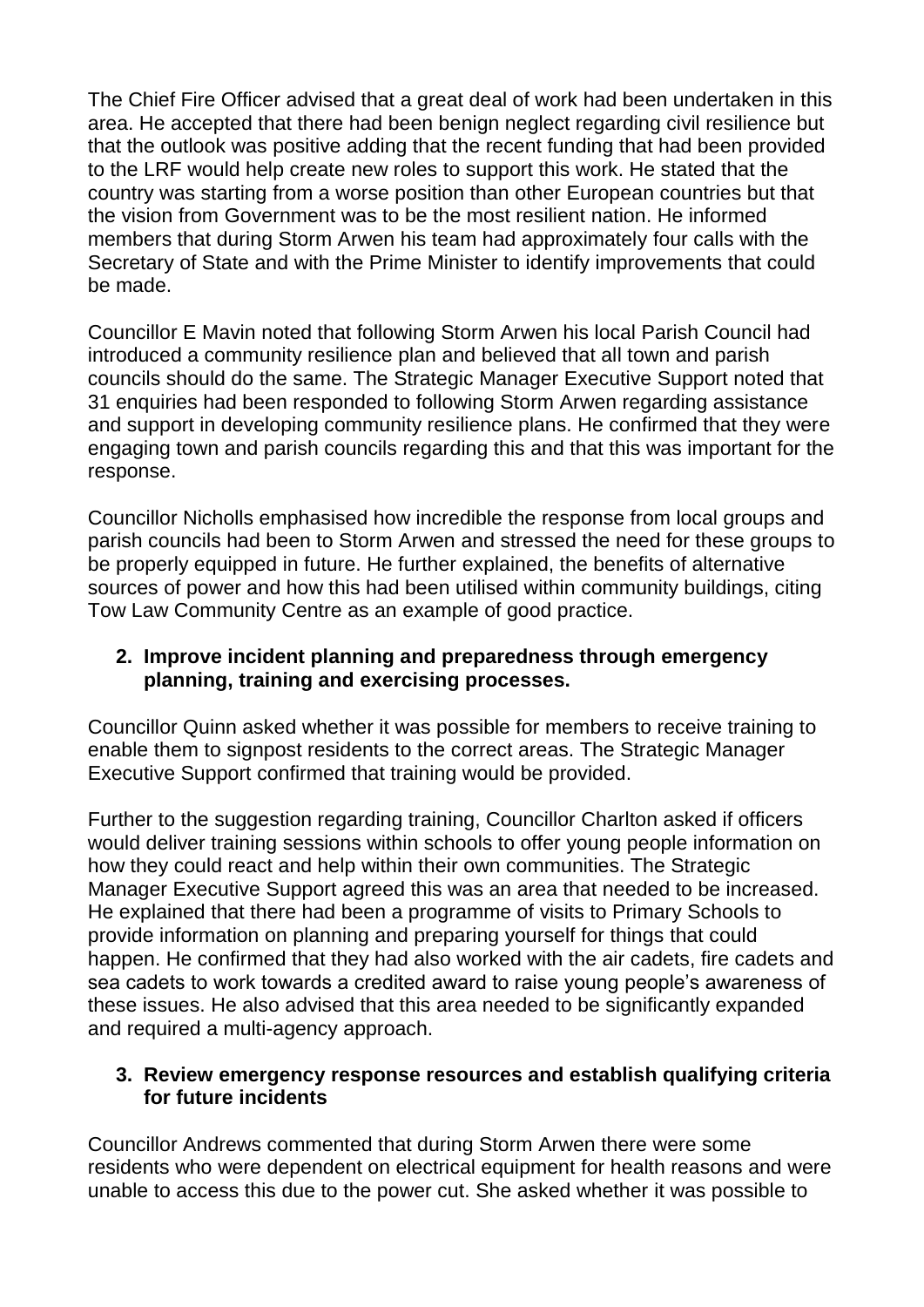The Chief Fire Officer advised that a great deal of work had been undertaken in this area. He accepted that there had been benign neglect regarding civil resilience but that the outlook was positive adding that the recent funding that had been provided to the LRF would help create new roles to support this work. He stated that the country was starting from a worse position than other European countries but that the vision from Government was to be the most resilient nation. He informed members that during Storm Arwen his team had approximately four calls with the Secretary of State and with the Prime Minister to identify improvements that could be made.

Councillor E Mavin noted that following Storm Arwen his local Parish Council had introduced a community resilience plan and believed that all town and parish councils should do the same. The Strategic Manager Executive Support noted that 31 enquiries had been responded to following Storm Arwen regarding assistance and support in developing community resilience plans. He confirmed that they were engaging town and parish councils regarding this and that this was important for the response.

Councillor Nicholls emphasised how incredible the response from local groups and parish councils had been to Storm Arwen and stressed the need for these groups to be properly equipped in future. He further explained, the benefits of alternative sources of power and how this had been utilised within community buildings, citing Tow Law Community Centre as an example of good practice.

**2. Improve incident planning and preparedness through emergency planning, training and exercising processes.**

Councillor Quinn asked whether it was possible for members to receive training to enable them to signpost residents to the correct areas. The Strategic Manager Executive Support confirmed that training would be provided.

Further to the suggestion regarding training, Councillor Charlton asked if officers would deliver training sessions within schools to offer young people information on how they could react and help within their own communities. The Strategic Manager Executive Support agreed this was an area that needed to be increased. He explained that there had been a programme of visits to Primary Schools to provide information on planning and preparing yourself for things that could happen. He confirmed that they had also worked with the air cadets, fire cadets and sea cadets to work towards a credited award to raise young people's awareness of these issues. He also advised that this area needed to be significantly expanded and required a multi-agency approach.

**3. Review emergency response resources and establish qualifying criteria for future incidents**

Councillor Andrews commented that during Storm Arwen there were some residents who were dependent on electrical equipment for health reasons and were unable to access this due to the power cut. She asked whether it was possible to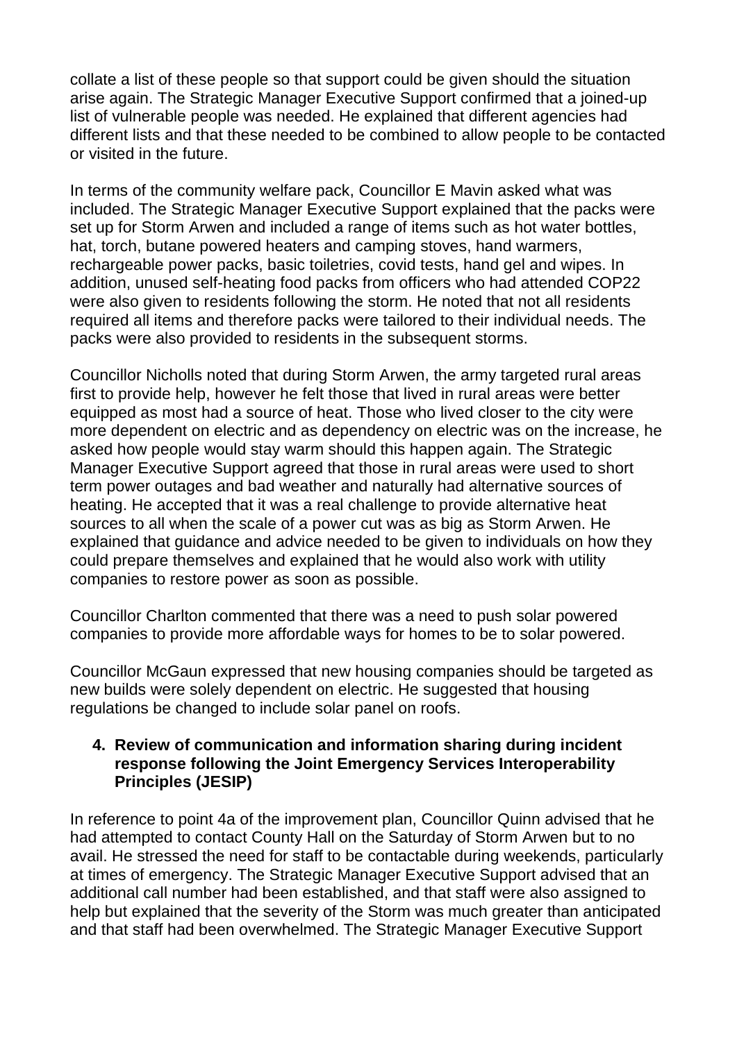collate a list of these people so that support could be given should the situation arise again. The Strategic Manager Executive Support confirmed that a joined-up list of vulnerable people was needed. He explained that different agencies had different lists and that these needed to be combined to allow people to be contacted or visited in the future.

In terms of the community welfare pack, Councillor E Mavin asked what was included. The Strategic Manager Executive Support explained that the packs were set up for Storm Arwen and included a range of items such as hot water bottles, hat, torch, butane powered heaters and camping stoves, hand warmers, rechargeable power packs, basic toiletries, covid tests, hand gel and wipes. In addition, unused self-heating food packs from officers who had attended COP22 were also given to residents following the storm. He noted that not all residents required all items and therefore packs were tailored to their individual needs. The packs were also provided to residents in the subsequent storms.

Councillor Nicholls noted that during Storm Arwen, the army targeted rural areas first to provide help, however he felt those that lived in rural areas were better equipped as most had a source of heat. Those who lived closer to the city were more dependent on electric and as dependency on electric was on the increase, he asked how people would stay warm should this happen again. The Strategic Manager Executive Support agreed that those in rural areas were used to short term power outages and bad weather and naturally had alternative sources of heating. He accepted that it was a real challenge to provide alternative heat sources to all when the scale of a power cut was as big as Storm Arwen. He explained that guidance and advice needed to be given to individuals on how they could prepare themselves and explained that he would also work with utility companies to restore power as soon as possible.

Councillor Charlton commented that there was a need to push solar powered companies to provide more affordable ways for homes to be to solar powered.

Councillor McGaun expressed that new housing companies should be targeted as new builds were solely dependent on electric. He suggested that housing regulations be changed to include solar panel on roofs.

**4. Review of communication and information sharing during incident response following the Joint Emergency Services Interoperability Principles (JESIP)**

In reference to point 4a of the improvement plan, Councillor Quinn advised that he had attempted to contact County Hall on the Saturday of Storm Arwen but to no avail. He stressed the need for staff to be contactable during weekends, particularly at times of emergency. The Strategic Manager Executive Support advised that an additional call number had been established, and that staff were also assigned to help but explained that the severity of the Storm was much greater than anticipated and that staff had been overwhelmed. The Strategic Manager Executive Support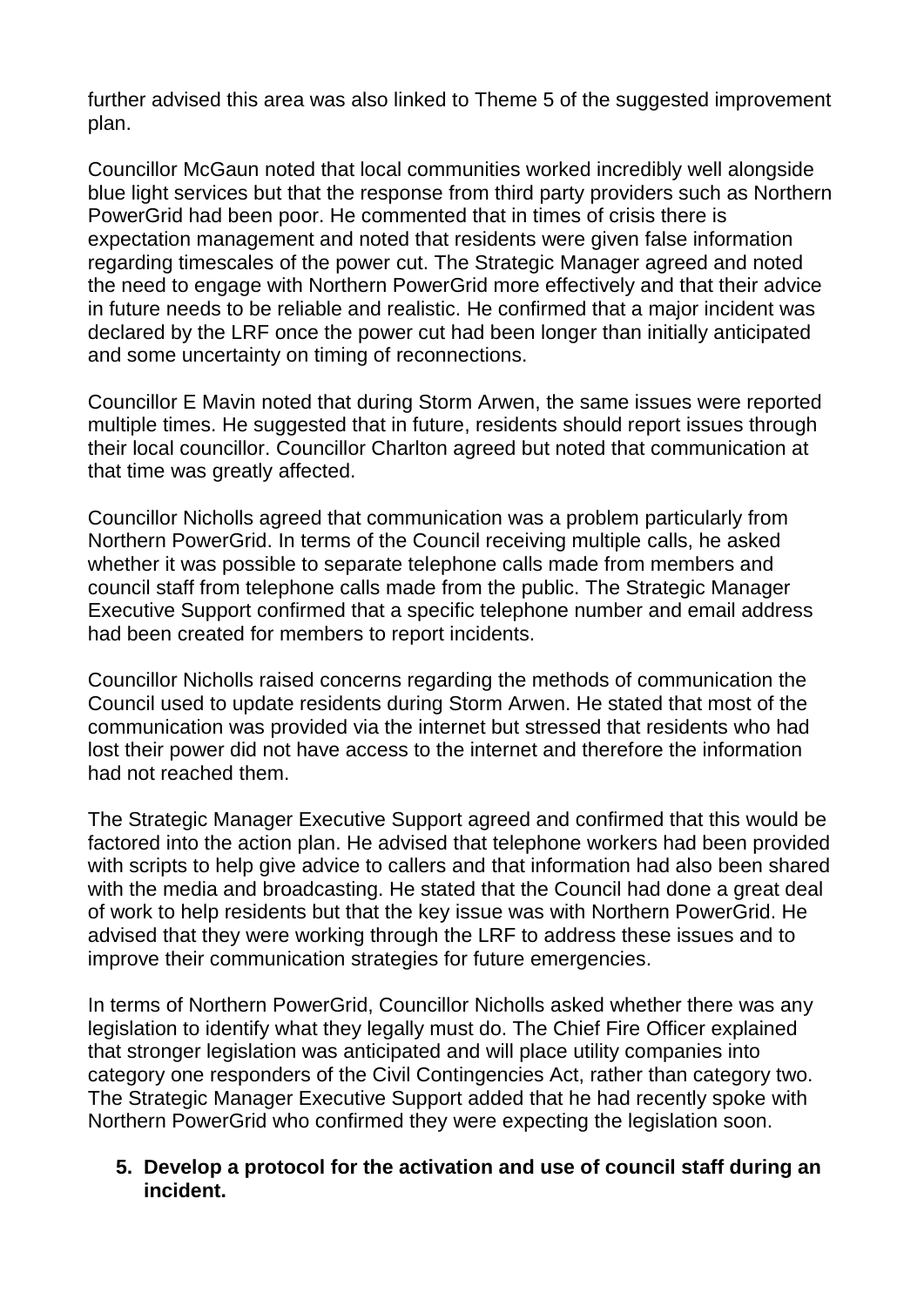further advised this area was also linked to Theme 5 of the suggested improvement plan.

Councillor McGaun noted that local communities worked incredibly well alongside blue light services but that the response from third party providers such as Northern PowerGrid had been poor. He commented that in times of crisis there is expectation management and noted that residents were given false information regarding timescales of the power cut. The Strategic Manager agreed and noted the need to engage with Northern PowerGrid more effectively and that their advice in future needs to be reliable and realistic. He confirmed that a major incident was declared by the LRF once the power cut had been longer than initially anticipated and some uncertainty on timing of reconnections.

Councillor E Mavin noted that during Storm Arwen, the same issues were reported multiple times. He suggested that in future, residents should report issues through their local councillor. Councillor Charlton agreed but noted that communication at that time was greatly affected.

Councillor Nicholls agreed that communication was a problem particularly from Northern PowerGrid. In terms of the Council receiving multiple calls, he asked whether it was possible to separate telephone calls made from members and council staff from telephone calls made from the public. The Strategic Manager Executive Support confirmed that a specific telephone number and email address had been created for members to report incidents.

Councillor Nicholls raised concerns regarding the methods of communication the Council used to update residents during Storm Arwen. He stated that most of the communication was provided via the internet but stressed that residents who had lost their power did not have access to the internet and therefore the information had not reached them.

The Strategic Manager Executive Support agreed and confirmed that this would be factored into the action plan. He advised that telephone workers had been provided with scripts to help give advice to callers and that information had also been shared with the media and broadcasting. He stated that the Council had done a great deal of work to help residents but that the key issue was with Northern PowerGrid. He advised that they were working through the LRF to address these issues and to improve their communication strategies for future emergencies.

In terms of Northern PowerGrid, Councillor Nicholls asked whether there was any legislation to identify what they legally must do. The Chief Fire Officer explained that stronger legislation was anticipated and will place utility companies into category one responders of the Civil Contingencies Act, rather than category two. The Strategic Manager Executive Support added that he had recently spoke with Northern PowerGrid who confirmed they were expecting the legislation soon.

5. **Develop a protocol for the activation and use of council staff during an incident.**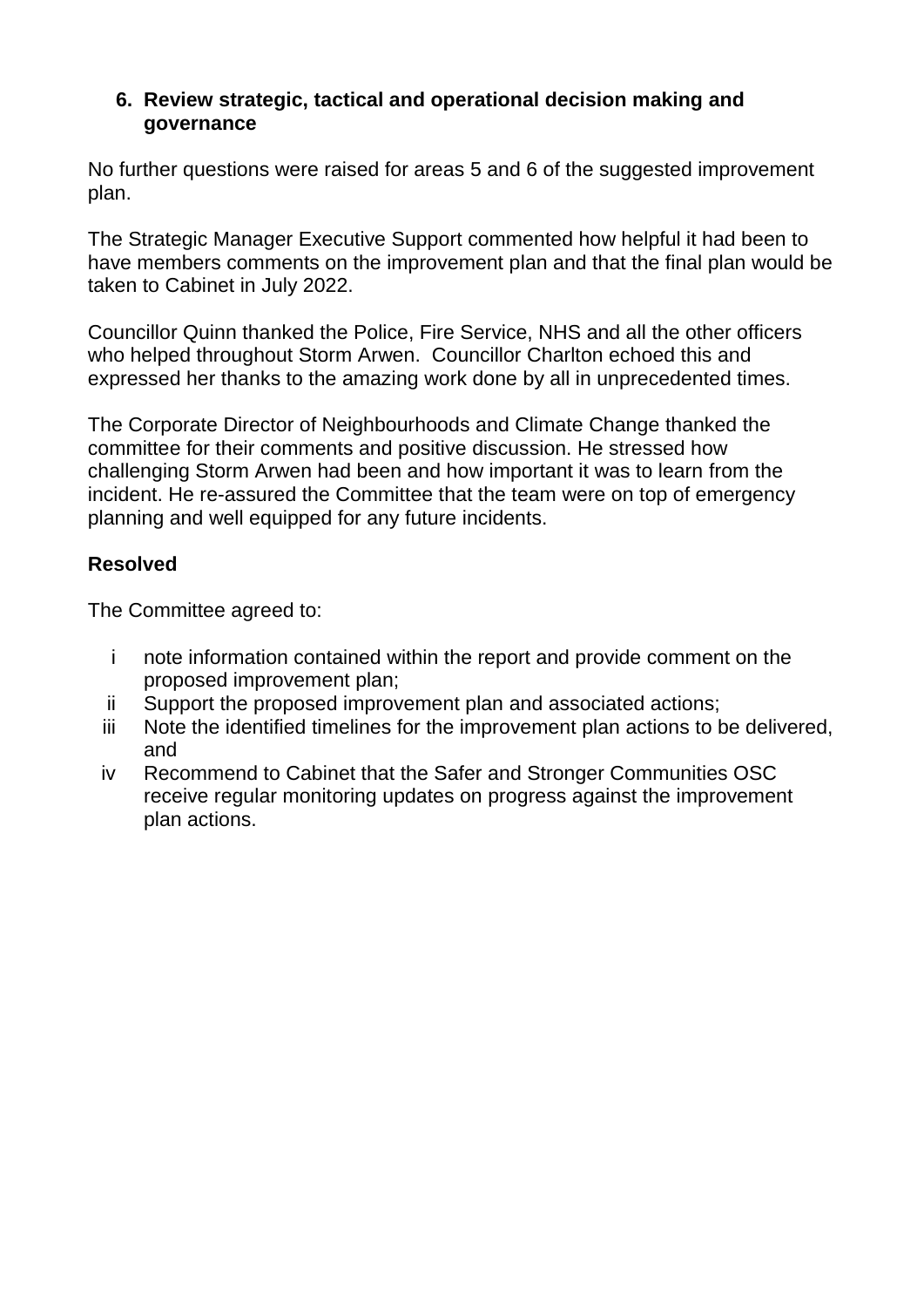6. **Review strategic, tactical and operational decision making and governance**

No further questions were raised for areas 5 and 6 of the suggested improvement plan.

The Strategic Manager Executive Support commented how helpful it had been to have members comments on the improvement plan and that the final plan would be taken to Cabinet in July 2022.

Councillor Quinn thanked the Police, Fire Service, NHS and all the other officers who helped throughout Storm Arwen. Councillor Charlton echoed this and expressed her thanks to the amazing work done by all in unprecedented times.

The Corporate Director of Neighbourhoods and Climate Change thanked the committee for their comments and positive discussion. He stressed how challenging Storm Arwen had been and how important it was to learn from the incident. He re-assured the Committee that the team were on top of emergency planning and well equipped for any future incidents.

**Resolved**

The Committee agreed to:

i. note information contained within the report and provide comment on the proposed improvement plan;
ii. Support the proposed improvement plan and associated actions;
iii. Note the identified timelines for the improvement plan actions to be delivered, and
iv. Recommend to Cabinet that the Safer and Stronger Communities OSC receive regular monitoring updates on progress against the improvement plan actions.